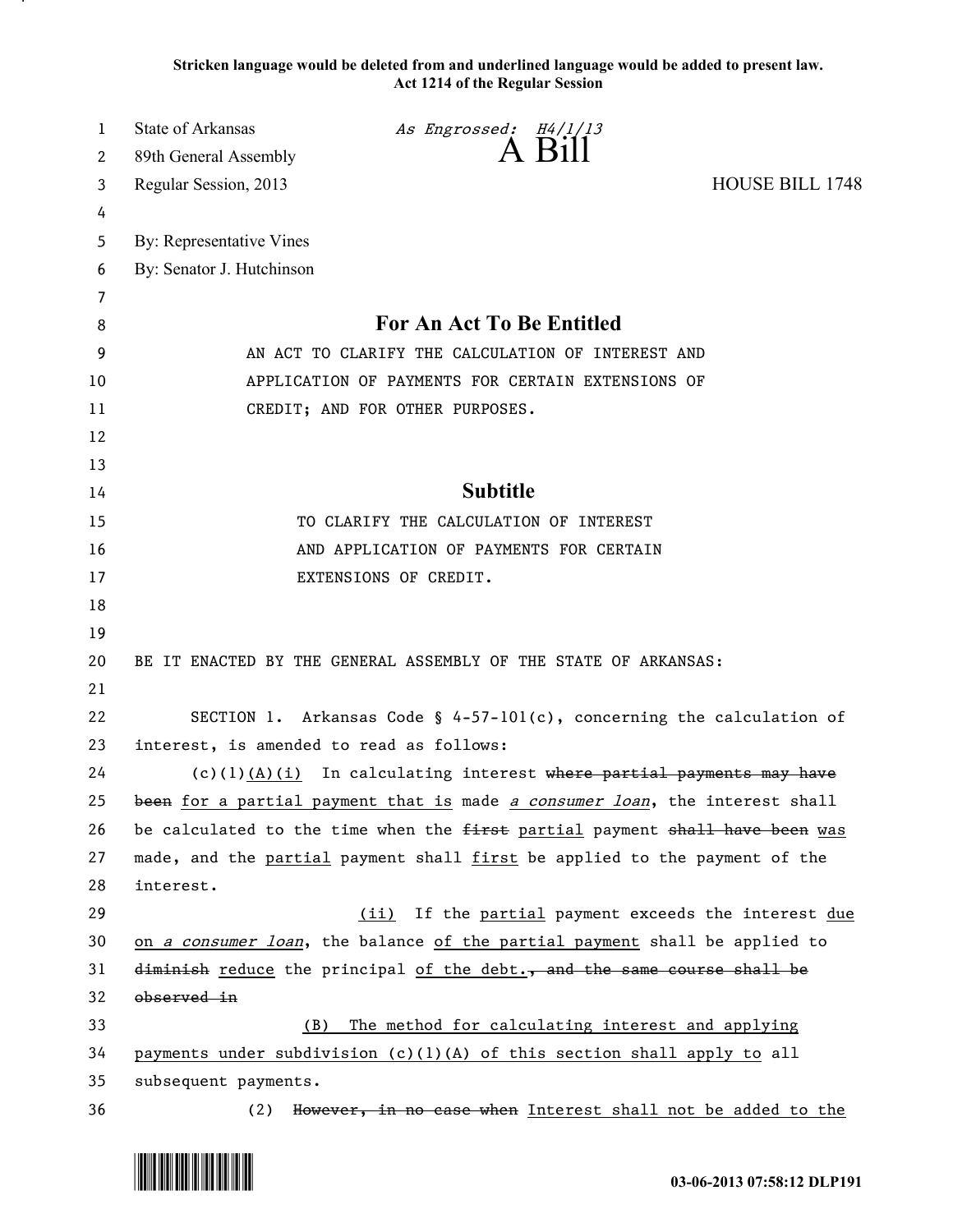**Stricken language would be deleted from and underlined language would be added to present law.**
**Act 1214 of the Regular Session**

State of Arkansas *As Engrossed: H4/1/13*
89th General Assembly **A Bill**
Regular Session, 2013 HOUSE BILL 1748

By: Representative Vines
By: Senator J. Hutchinson

## For An Act To Be Entitled

AN ACT TO CLARIFY THE CALCULATION OF INTEREST AND APPLICATION OF PAYMENTS FOR CERTAIN EXTENSIONS OF CREDIT; AND FOR OTHER PURPOSES.

## Subtitle

TO CLARIFY THE CALCULATION OF INTEREST AND APPLICATION OF PAYMENTS FOR CERTAIN EXTENSIONS OF CREDIT.

BE IT ENACTED BY THE GENERAL ASSEMBLY OF THE STATE OF ARKANSAS:

SECTION 1. Arkansas Code § 4-57-101(c), concerning the calculation of interest, is amended to read as follows:

(c)(1)<u>(A)(i)</u> In calculating interest ~~where partial payments may have been~~ <u>for a partial payment that is</u> made <u>*a consumer loan*</u>, the interest shall be calculated to the time when the ~~first~~ <u>partial</u> payment ~~shall have been~~ <u>was</u> made, and the <u>partial</u> payment shall <u>first</u> be applied to the payment of the interest.

<u>(ii)</u> If the <u>partial</u> payment exceeds the interest <u>due on *a consumer loan*</u>, the balance <u>of the partial payment</u> shall be applied to ~~diminish~~ <u>reduce</u> the principal <u>of the debt.</u>~~, and the same course shall be observed in~~

<u>(B) The method for calculating interest and applying payments under subdivision (c)(1)(A) of this section shall apply to</u> all subsequent payments.

(2) ~~However, in no case when~~ <u>Interest shall not be added to the</u>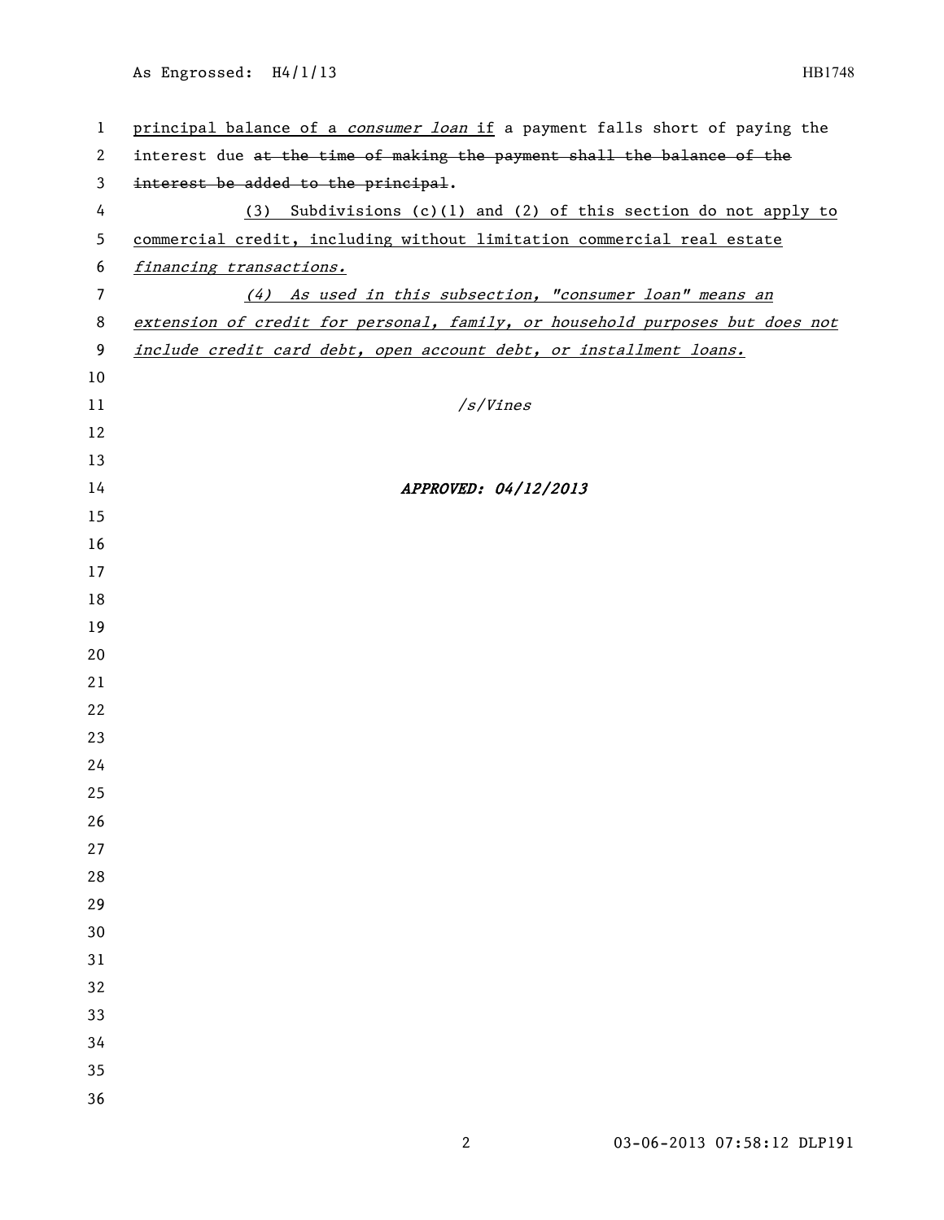principal balance of a *consumer loan* if a payment falls short of paying the interest due ~~at the time of making the payment shall the balance of the interest be added to the principal~~.

(3) Subdivisions (c)(1) and (2) of this section do not apply to commercial credit, including without limitation commercial real estate *financing transactions.*

*(4) As used in this subsection, "consumer loan" means an extension of credit for personal, family, or household purposes but does not include credit card debt, open account debt, or installment loans.*

*/s/Vines*

***APPROVED: 04/12/2013***